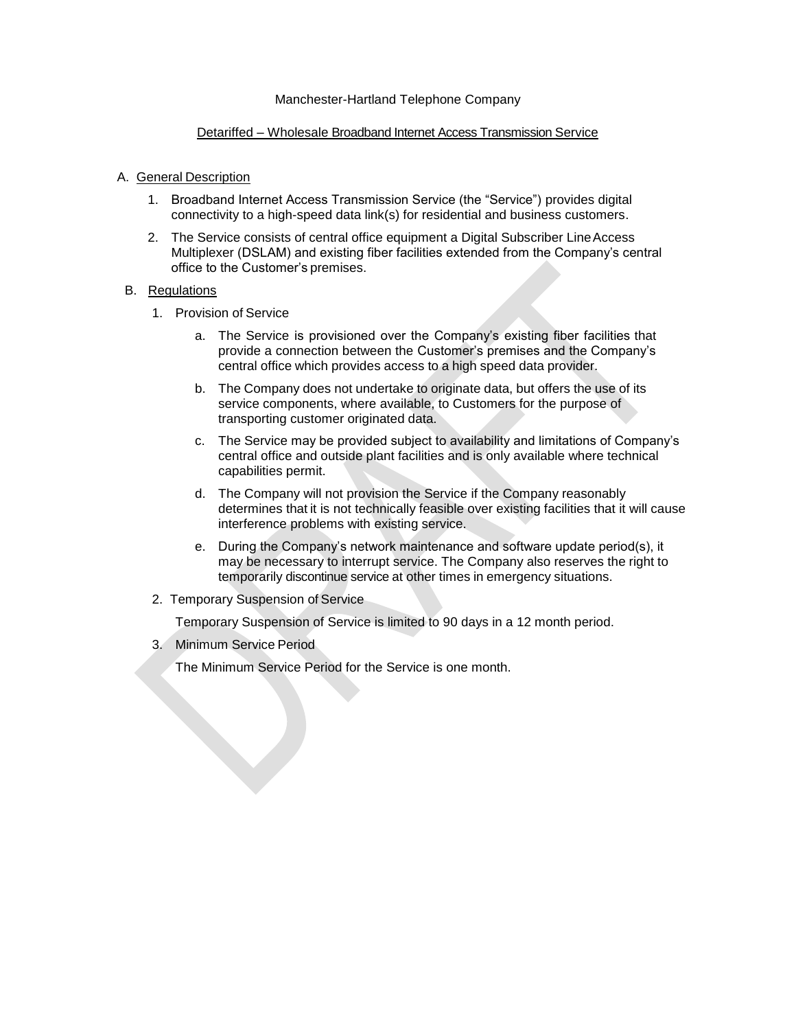Manchester-Hartland Telephone Company

Detariffed – Wholesale Broadband Internet Access Transmission Service

A. General Description

1. Broadband Internet Access Transmission Service (the "Service") provides digital connectivity to a high-speed data link(s) for residential and business customers.
2. The Service consists of central office equipment a Digital Subscriber Line Access Multiplexer (DSLAM) and existing fiber facilities extended from the Company's central office to the Customer's premises.

B. Regulations

1. Provision of Service

   a. The Service is provisioned over the Company's existing fiber facilities that provide a connection between the Customer's premises and the Company's central office which provides access to a high speed data provider.

   b. The Company does not undertake to originate data, but offers the use of its service components, where available, to Customers for the purpose of transporting customer originated data.

   c. The Service may be provided subject to availability and limitations of Company's central office and outside plant facilities and is only available where technical capabilities permit.

   d. The Company will not provision the Service if the Company reasonably determines that it is not technically feasible over existing facilities that it will cause interference problems with existing service.

   e. During the Company's network maintenance and software update period(s), it may be necessary to interrupt service. The Company also reserves the right to temporarily discontinue service at other times in emergency situations.

2. Temporary Suspension of Service

   Temporary Suspension of Service is limited to 90 days in a 12 month period.

3. Minimum Service Period

   The Minimum Service Period for the Service is one month.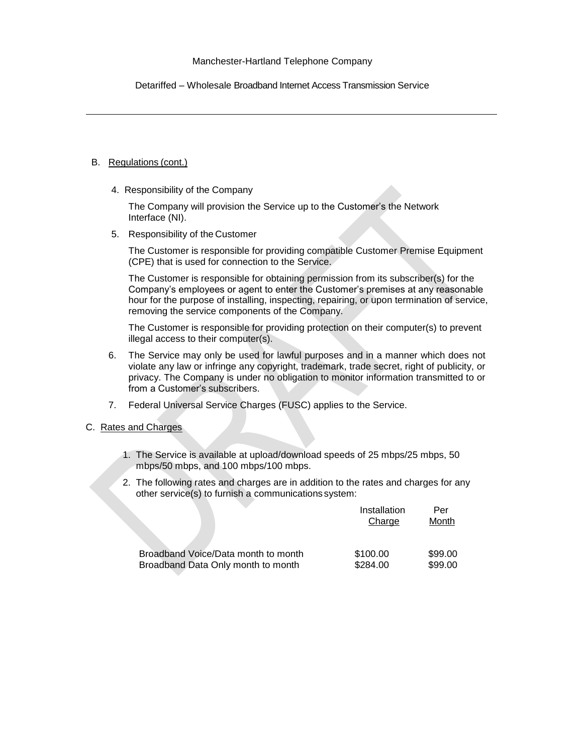B. Regulations (cont.)

4. Responsibility of the Company

   The Company will provision the Service up to the Customer's the Network Interface (NI).

5. Responsibility of the Customer

   The Customer is responsible for providing compatible Customer Premise Equipment (CPE) that is used for connection to the Service.

   The Customer is responsible for obtaining permission from its subscriber(s) for the Company's employees or agent to enter the Customer's premises at any reasonable hour for the purpose of installing, inspecting, repairing, or upon termination of service, removing the service components of the Company.

   The Customer is responsible for providing protection on their computer(s) to prevent illegal access to their computer(s).

6. The Service may only be used for lawful purposes and in a manner which does not violate any law or infringe any copyright, trademark, trade secret, right of publicity, or privacy. The Company is under no obligation to monitor information transmitted to or from a Customer's subscribers.

7. Federal Universal Service Charges (FUSC) applies to the Service.

C. Rates and Charges

1. The Service is available at upload/download speeds of 25 mbps/25 mbps, 50 mbps/50 mbps, and 100 mbps/100 mbps.

2. The following rates and charges are in addition to the rates and charges for any other service(s) to furnish a communications system:

| | Installation Charge | Per Month |
|---|---|---|
| Broadband Voice/Data month to month | $100.00 | $99.00 |
| Broadband Data Only month to month | $284.00 | $99.00 |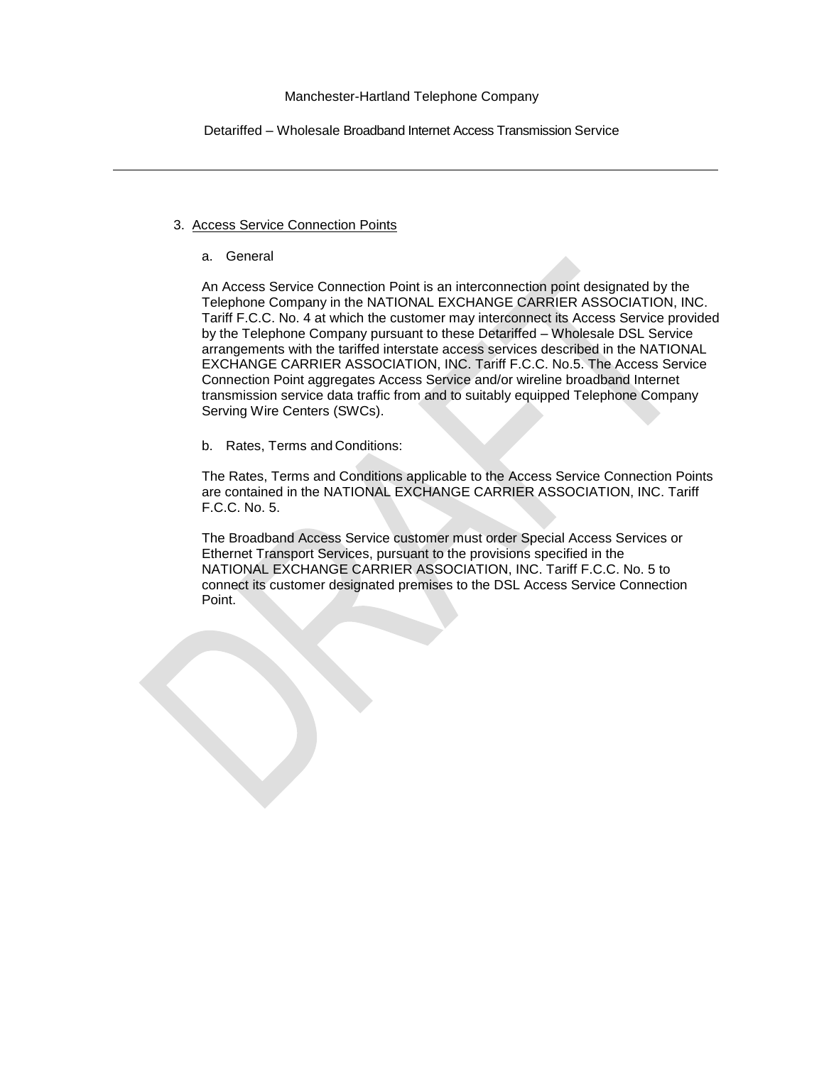3. Access Service Connection Points

a. General

An Access Service Connection Point is an interconnection point designated by the Telephone Company in the NATIONAL EXCHANGE CARRIER ASSOCIATION, INC. Tariff F.C.C. No. 4 at which the customer may interconnect its Access Service provided by the Telephone Company pursuant to these Detariffed – Wholesale DSL Service arrangements with the tariffed interstate access services described in the NATIONAL EXCHANGE CARRIER ASSOCIATION, INC. Tariff F.C.C. No.5. The Access Service Connection Point aggregates Access Service and/or wireline broadband Internet transmission service data traffic from and to suitably equipped Telephone Company Serving Wire Centers (SWCs).

b. Rates, Terms and Conditions:

The Rates, Terms and Conditions applicable to the Access Service Connection Points are contained in the NATIONAL EXCHANGE CARRIER ASSOCIATION, INC. Tariff F.C.C. No. 5.

The Broadband Access Service customer must order Special Access Services or Ethernet Transport Services, pursuant to the provisions specified in the NATIONAL EXCHANGE CARRIER ASSOCIATION, INC. Tariff F.C.C. No. 5 to connect its customer designated premises to the DSL Access Service Connection Point.